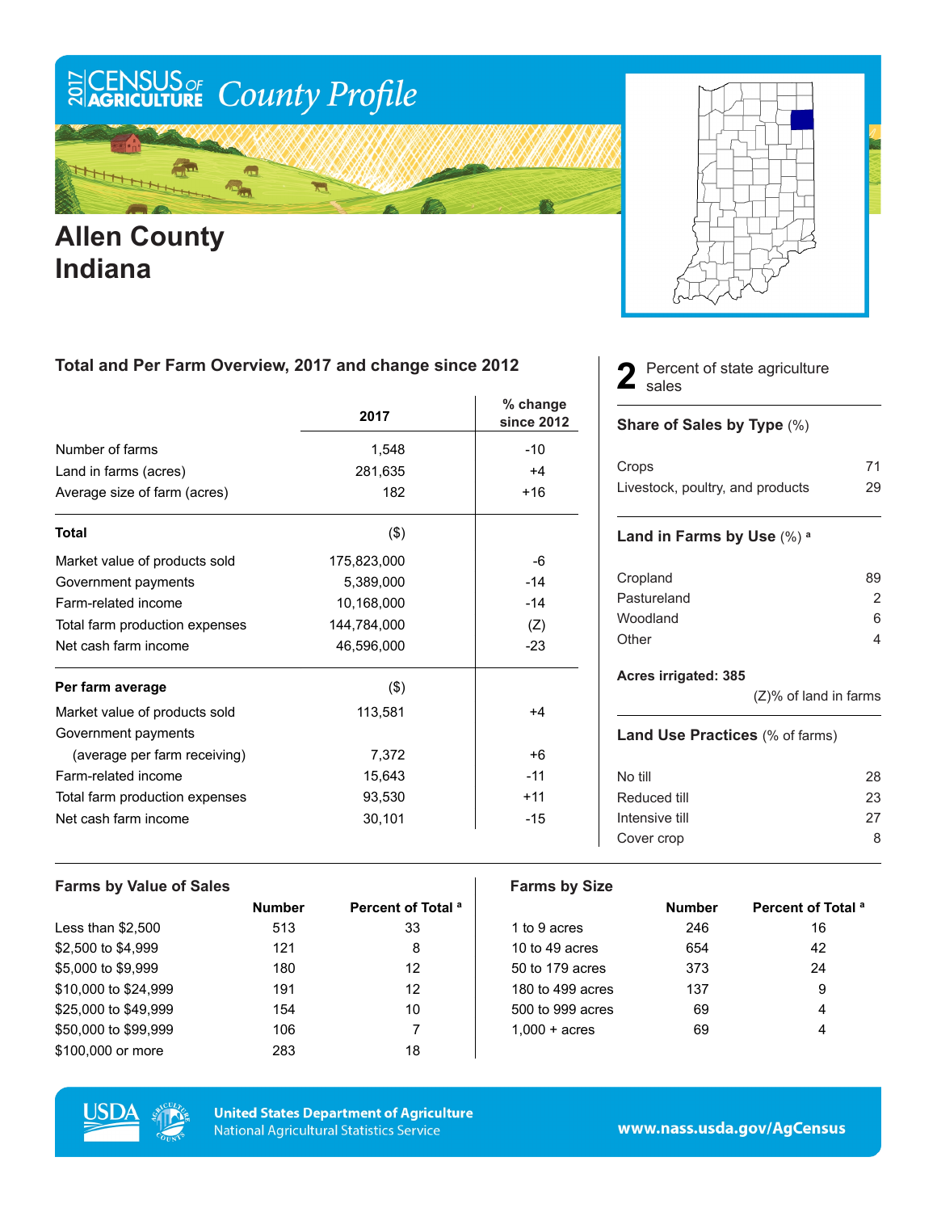# 2017 CENSUS OF AGRICULTURE County Profile

## Allen County Indiana

### Total and Per Farm Overview, 2017 and change since 2012

| | 2017 | % change since 2012 |
|---|---|---|
| Number of farms | 1,548 | -10 |
| Land in farms (acres) | 281,635 | +4 |
| Average size of farm (acres) | 182 | +16 |
| **Total** | ($) | |
| Market value of products sold | 175,823,000 | -6 |
| Government payments | 5,389,000 | -14 |
| Farm-related income | 10,168,000 | -14 |
| Total farm production expenses | 144,784,000 | (Z) |
| Net cash farm income | 46,596,000 | -23 |
| **Per farm average** | ($) | |
| Market value of products sold | 113,581 | +4 |
| Government payments (average per farm receiving) | 7,372 | +6 |
| Farm-related income | 15,643 | -11 |
| Total farm production expenses | 93,530 | +11 |
| Net cash farm income | 30,101 | -15 |

**2** Percent of state agriculture sales

### Share of Sales by Type (%)

| | |
|---|---|
| Crops | 71 |
| Livestock, poultry, and products | 29 |

### Land in Farms by Use (%) [a]

| | |
|---|---|
| Cropland | 89 |
| Pastureland | 2 |
| Woodland | 6 |
| Other | 4 |

**Acres irrigated: 385**

(Z)% of land in farms

### Land Use Practices (% of farms)

| | |
|---|---|
| No till | 28 |
| Reduced till | 23 |
| Intensive till | 27 |
| Cover crop | 8 |

### Farms by Value of Sales

| | Number | Percent of Total [a] |
|---|---|---|
| Less than $2,500 | 513 | 33 |
| $2,500 to $4,999 | 121 | 8 |
| $5,000 to $9,999 | 180 | 12 |
| $10,000 to $24,999 | 191 | 12 |
| $25,000 to $49,999 | 154 | 10 |
| $50,000 to $99,999 | 106 | 7 |
| $100,000 or more | 283 | 18 |

### Farms by Size

| | Number | Percent of Total [a] |
|---|---|---|
| 1 to 9 acres | 246 | 16 |
| 10 to 49 acres | 654 | 42 |
| 50 to 179 acres | 373 | 24 |
| 180 to 499 acres | 137 | 9 |
| 500 to 999 acres | 69 | 4 |
| 1,000 + acres | 69 | 4 |

United States Department of Agriculture
National Agricultural Statistics Service

www.nass.usda.gov/AgCensus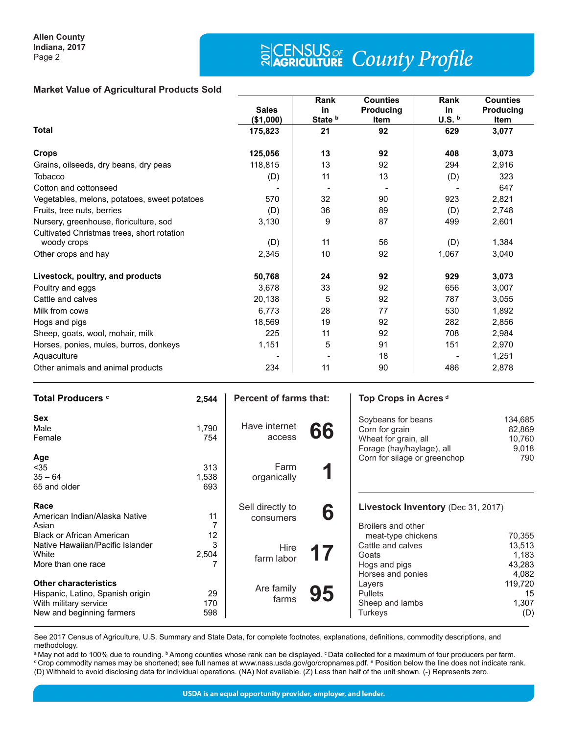Allen County
Indiana, 2017

# 2017 Census of Agriculture County Profile

## Market Value of Agricultural Products Sold

| | Sales ($1,000) | Rank in State [b] | Counties Producing Item | Rank in U.S. [b] | Counties Producing Item |
|---|---|---|---|---|---|
| **Total** | **175,823** | **21** | **92** | **629** | **3,077** |
| **Crops** | **125,056** | **13** | **92** | **408** | **3,073** |
| Grains, oilseeds, dry beans, dry peas | 118,815 | 13 | 92 | 294 | 2,916 |
| Tobacco | (D) | 11 | 13 | (D) | 323 |
| Cotton and cottonseed | - | - | - | - | 647 |
| Vegetables, melons, potatoes, sweet potatoes | 570 | 32 | 90 | 923 | 2,821 |
| Fruits, tree nuts, berries | (D) | 36 | 89 | (D) | 2,748 |
| Nursery, greenhouse, floriculture, sod | 3,130 | 9 | 87 | 499 | 2,601 |
| Cultivated Christmas trees, short rotation woody crops | (D) | 11 | 56 | (D) | 1,384 |
| Other crops and hay | 2,345 | 10 | 92 | 1,067 | 3,040 |
| **Livestock, poultry, and products** | **50,768** | **24** | **92** | **929** | **3,073** |
| Poultry and eggs | 3,678 | 33 | 92 | 656 | 3,007 |
| Cattle and calves | 20,138 | 5 | 92 | 787 | 3,055 |
| Milk from cows | 6,773 | 28 | 77 | 530 | 1,892 |
| Hogs and pigs | 18,569 | 19 | 92 | 282 | 2,856 |
| Sheep, goats, wool, mohair, milk | 225 | 11 | 92 | 708 | 2,984 |
| Horses, ponies, mules, burros, donkeys | 1,151 | 5 | 91 | 151 | 2,970 |
| Aquaculture | - | - | 18 | - | 1,251 |
| Other animals and animal products | 234 | 11 | 90 | 486 | 2,878 |

## Total Producers [c]: 2,544

| | |
|---|---|
| **Sex** | |
| Male | 1,790 |
| Female | 754 |
| **Age** | |
| <35 | 313 |
| 35 – 64 | 1,538 |
| 65 and older | 693 |
| **Race** | |
| American Indian/Alaska Native | 11 |
| Asian | 7 |
| Black or African American | 12 |
| Native Hawaiian/Pacific Islander | 3 |
| White | 2,504 |
| More than one race | 7 |
| **Other characteristics** | |
| Hispanic, Latino, Spanish origin | 29 |
| With military service | 170 |
| New and beginning farmers | 598 |

## Percent of farms that:

| | |
|---|---|
| Have internet access | 66 |
| Farm organically | 1 |
| Sell directly to consumers | 6 |
| Hire farm labor | 17 |
| Are family farms | 95 |

## Top Crops in Acres [d]

| | |
|---|---|
| Soybeans for beans | 134,685 |
| Corn for grain | 82,869 |
| Wheat for grain, all | 10,760 |
| Forage (hay/haylage), all | 9,018 |
| Corn for silage or greenchop | 790 |

## Livestock Inventory (Dec 31, 2017)

| | |
|---|---|
| Broilers and other meat-type chickens | 70,355 |
| Cattle and calves | 13,513 |
| Goats | 1,183 |
| Hogs and pigs | 43,283 |
| Horses and ponies | 4,082 |
| Layers | 119,720 |
| Pullets | 15 |
| Sheep and lambs | 1,307 |
| Turkeys | (D) |

See 2017 Census of Agriculture, U.S. Summary and State Data, for complete footnotes, explanations, definitions, commodity descriptions, and methodology.

[a] May not add to 100% due to rounding. [b] Among counties whose rank can be displayed. [c] Data collected for a maximum of four producers per farm. [d] Crop commodity names may be shortened; see full names at www.nass.usda.gov/go/cropnames.pdf. [e] Position below the line does not indicate rank. (D) Withheld to avoid disclosing data for individual operations. (NA) Not available. (Z) Less than half of the unit shown. (-) Represents zero.

USDA is an equal opportunity provider, employer, and lender.